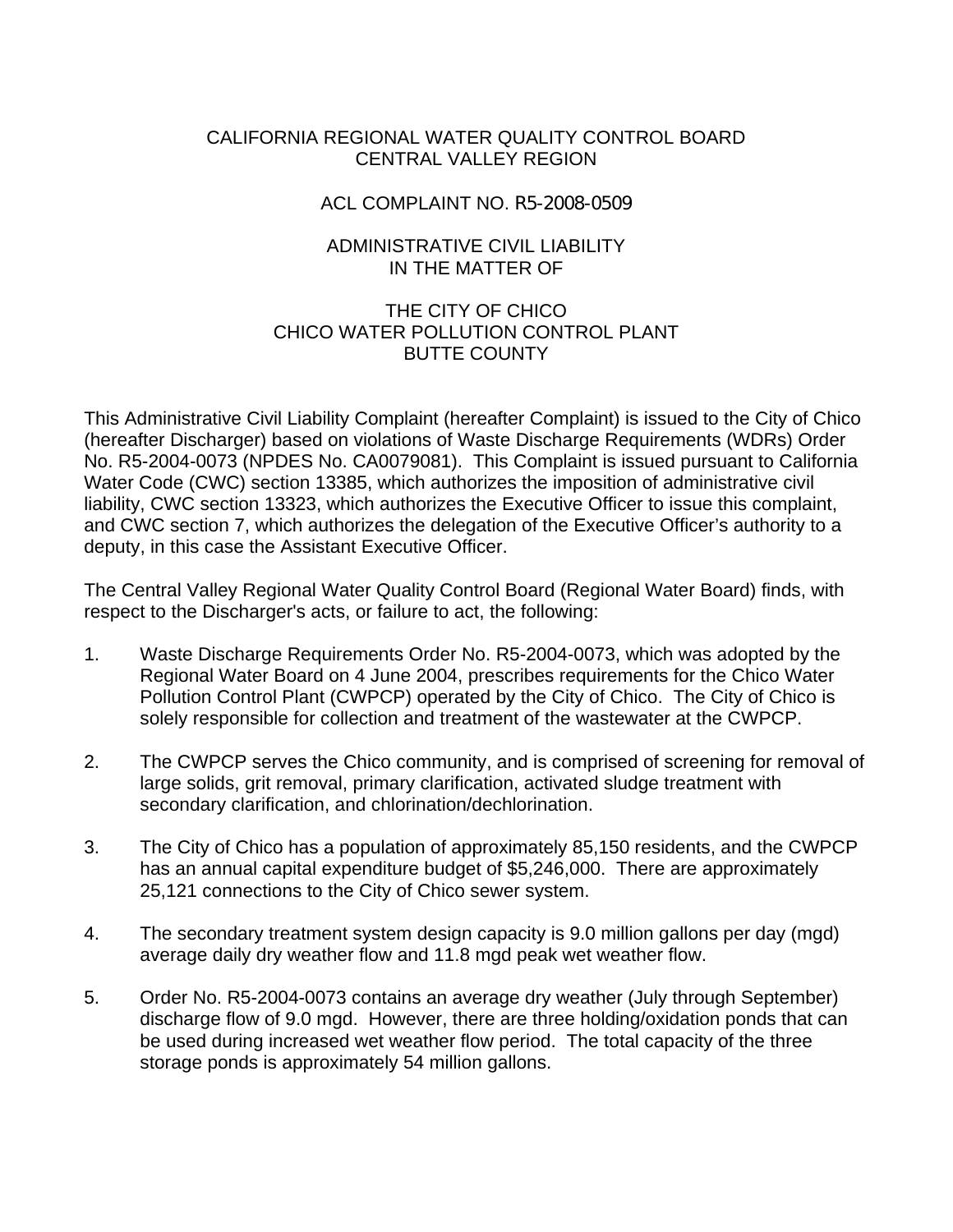CALIFORNIA REGIONAL WATER QUALITY CONTROL BOARD
CENTRAL VALLEY REGION

ACL COMPLAINT NO. R5-2008-0509

ADMINISTRATIVE CIVIL LIABILITY
IN THE MATTER OF

THE CITY OF CHICO
CHICO WATER POLLUTION CONTROL PLANT
BUTTE COUNTY

This Administrative Civil Liability Complaint (hereafter Complaint) is issued to the City of Chico (hereafter Discharger) based on violations of Waste Discharge Requirements (WDRs) Order No. R5-2004-0073 (NPDES No. CA0079081). This Complaint is issued pursuant to California Water Code (CWC) section 13385, which authorizes the imposition of administrative civil liability, CWC section 13323, which authorizes the Executive Officer to issue this complaint, and CWC section 7, which authorizes the delegation of the Executive Officer's authority to a deputy, in this case the Assistant Executive Officer.

The Central Valley Regional Water Quality Control Board (Regional Water Board) finds, with respect to the Discharger's acts, or failure to act, the following:

1. Waste Discharge Requirements Order No. R5-2004-0073, which was adopted by the Regional Water Board on 4 June 2004, prescribes requirements for the Chico Water Pollution Control Plant (CWPCP) operated by the City of Chico. The City of Chico is solely responsible for collection and treatment of the wastewater at the CWPCP.

2. The CWPCP serves the Chico community, and is comprised of screening for removal of large solids, grit removal, primary clarification, activated sludge treatment with secondary clarification, and chlorination/dechlorination.

3. The City of Chico has a population of approximately 85,150 residents, and the CWPCP has an annual capital expenditure budget of $5,246,000. There are approximately 25,121 connections to the City of Chico sewer system.

4. The secondary treatment system design capacity is 9.0 million gallons per day (mgd) average daily dry weather flow and 11.8 mgd peak wet weather flow.

5. Order No. R5-2004-0073 contains an average dry weather (July through September) discharge flow of 9.0 mgd. However, there are three holding/oxidation ponds that can be used during increased wet weather flow period. The total capacity of the three storage ponds is approximately 54 million gallons.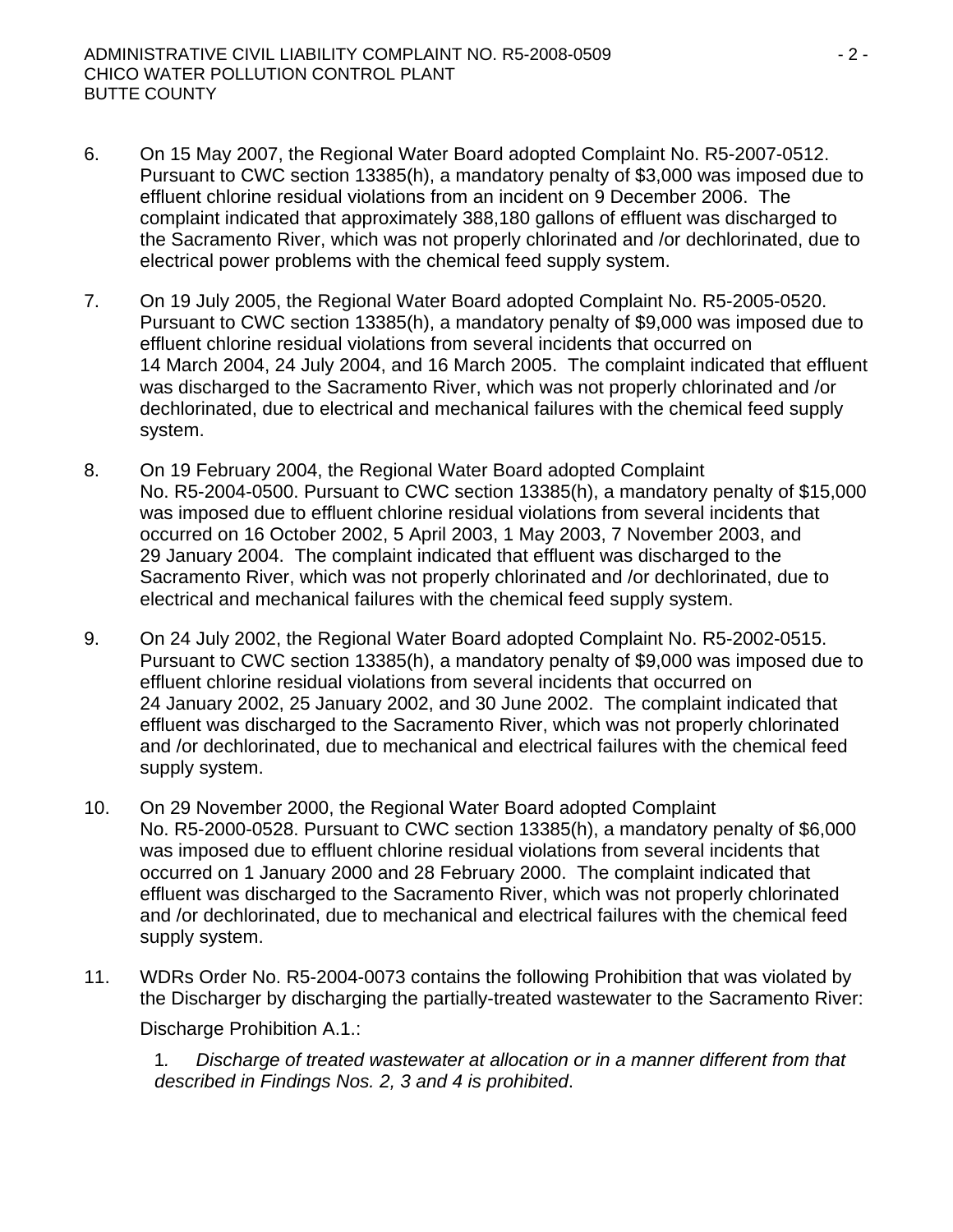6. On 15 May 2007, the Regional Water Board adopted Complaint No. R5-2007-0512. Pursuant to CWC section 13385(h), a mandatory penalty of $3,000 was imposed due to effluent chlorine residual violations from an incident on 9 December 2006. The complaint indicated that approximately 388,180 gallons of effluent was discharged to the Sacramento River, which was not properly chlorinated and /or dechlorinated, due to electrical power problems with the chemical feed supply system.

7. On 19 July 2005, the Regional Water Board adopted Complaint No. R5-2005-0520. Pursuant to CWC section 13385(h), a mandatory penalty of $9,000 was imposed due to effluent chlorine residual violations from several incidents that occurred on 14 March 2004, 24 July 2004, and 16 March 2005. The complaint indicated that effluent was discharged to the Sacramento River, which was not properly chlorinated and /or dechlorinated, due to electrical and mechanical failures with the chemical feed supply system.

8. On 19 February 2004, the Regional Water Board adopted Complaint No. R5-2004-0500. Pursuant to CWC section 13385(h), a mandatory penalty of $15,000 was imposed due to effluent chlorine residual violations from several incidents that occurred on 16 October 2002, 5 April 2003, 1 May 2003, 7 November 2003, and 29 January 2004. The complaint indicated that effluent was discharged to the Sacramento River, which was not properly chlorinated and /or dechlorinated, due to electrical and mechanical failures with the chemical feed supply system.

9. On 24 July 2002, the Regional Water Board adopted Complaint No. R5-2002-0515. Pursuant to CWC section 13385(h), a mandatory penalty of $9,000 was imposed due to effluent chlorine residual violations from several incidents that occurred on 24 January 2002, 25 January 2002, and 30 June 2002. The complaint indicated that effluent was discharged to the Sacramento River, which was not properly chlorinated and /or dechlorinated, due to mechanical and electrical failures with the chemical feed supply system.

10. On 29 November 2000, the Regional Water Board adopted Complaint No. R5-2000-0528. Pursuant to CWC section 13385(h), a mandatory penalty of $6,000 was imposed due to effluent chlorine residual violations from several incidents that occurred on 1 January 2000 and 28 February 2000. The complaint indicated that effluent was discharged to the Sacramento River, which was not properly chlorinated and /or dechlorinated, due to mechanical and electrical failures with the chemical feed supply system.

11. WDRs Order No. R5-2004-0073 contains the following Prohibition that was violated by the Discharger by discharging the partially-treated wastewater to the Sacramento River:

    Discharge Prohibition A.1.:

    1. *Discharge of treated wastewater at allocation or in a manner different from that described in Findings Nos. 2, 3 and 4 is prohibited*.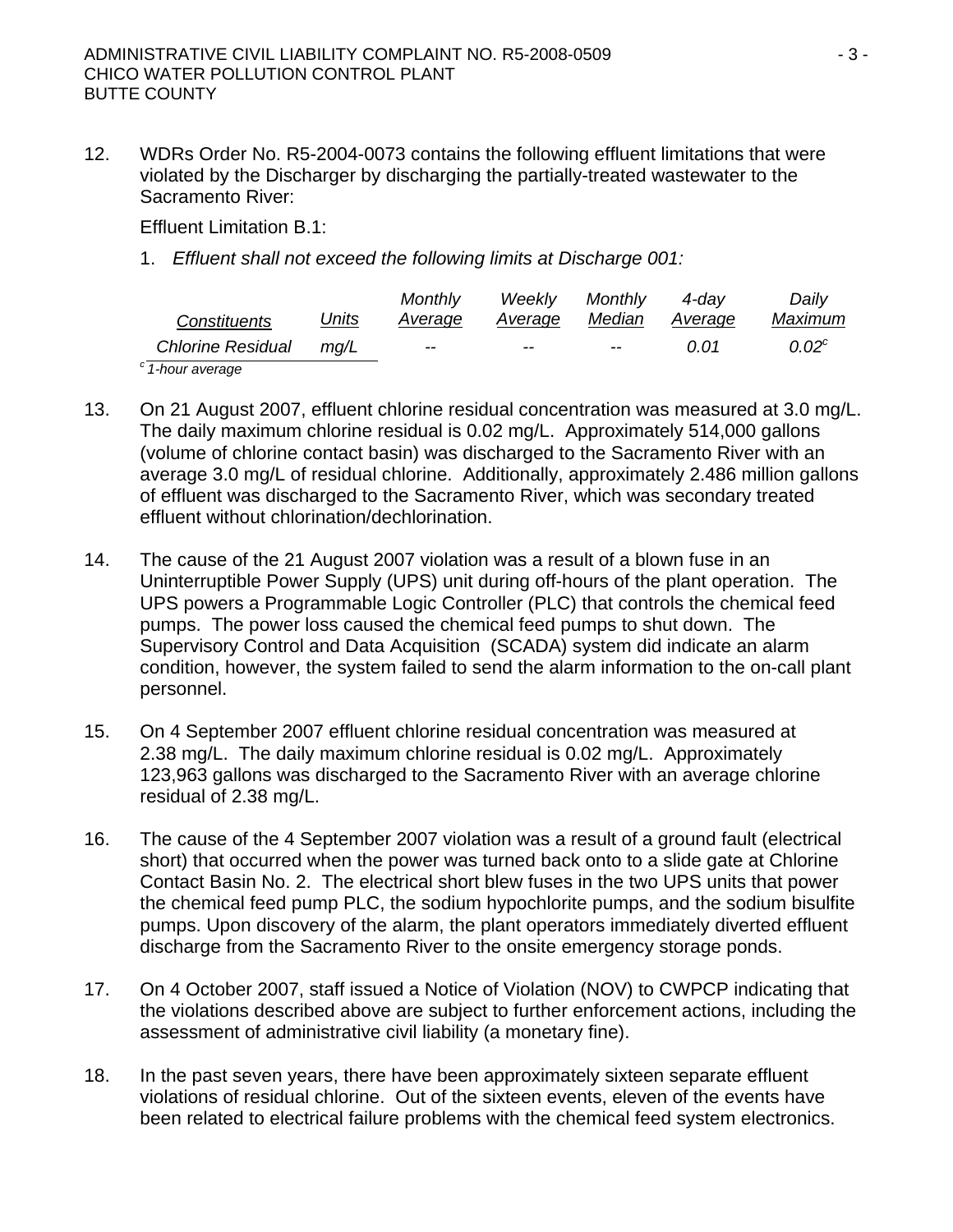12. WDRs Order No. R5-2004-0073 contains the following effluent limitations that were violated by the Discharger by discharging the partially-treated wastewater to the Sacramento River:

    Effluent Limitation B.1:

    1. *Effluent shall not exceed the following limits at Discharge 001:*

| *Constituents* | *Units* | *Monthly Average* | *Weekly Average* | *Monthly Median* | *4-day Average* | *Daily Maximum* |
|---|---|---|---|---|---|---|
| *Chlorine Residual* | *mg/L* | -- | -- | -- | *0.01* | *0.02*[c] |

[c] *1-hour average*

13. On 21 August 2007, effluent chlorine residual concentration was measured at 3.0 mg/L. The daily maximum chlorine residual is 0.02 mg/L. Approximately 514,000 gallons (volume of chlorine contact basin) was discharged to the Sacramento River with an average 3.0 mg/L of residual chlorine. Additionally, approximately 2.486 million gallons of effluent was discharged to the Sacramento River, which was secondary treated effluent without chlorination/dechlorination.

14. The cause of the 21 August 2007 violation was a result of a blown fuse in an Uninterruptible Power Supply (UPS) unit during off-hours of the plant operation. The UPS powers a Programmable Logic Controller (PLC) that controls the chemical feed pumps. The power loss caused the chemical feed pumps to shut down. The Supervisory Control and Data Acquisition (SCADA) system did indicate an alarm condition, however, the system failed to send the alarm information to the on-call plant personnel.

15. On 4 September 2007 effluent chlorine residual concentration was measured at 2.38 mg/L. The daily maximum chlorine residual is 0.02 mg/L. Approximately 123,963 gallons was discharged to the Sacramento River with an average chlorine residual of 2.38 mg/L.

16. The cause of the 4 September 2007 violation was a result of a ground fault (electrical short) that occurred when the power was turned back onto to a slide gate at Chlorine Contact Basin No. 2. The electrical short blew fuses in the two UPS units that power the chemical feed pump PLC, the sodium hypochlorite pumps, and the sodium bisulfite pumps. Upon discovery of the alarm, the plant operators immediately diverted effluent discharge from the Sacramento River to the onsite emergency storage ponds.

17. On 4 October 2007, staff issued a Notice of Violation (NOV) to CWPCP indicating that the violations described above are subject to further enforcement actions, including the assessment of administrative civil liability (a monetary fine).

18. In the past seven years, there have been approximately sixteen separate effluent violations of residual chlorine. Out of the sixteen events, eleven of the events have been related to electrical failure problems with the chemical feed system electronics.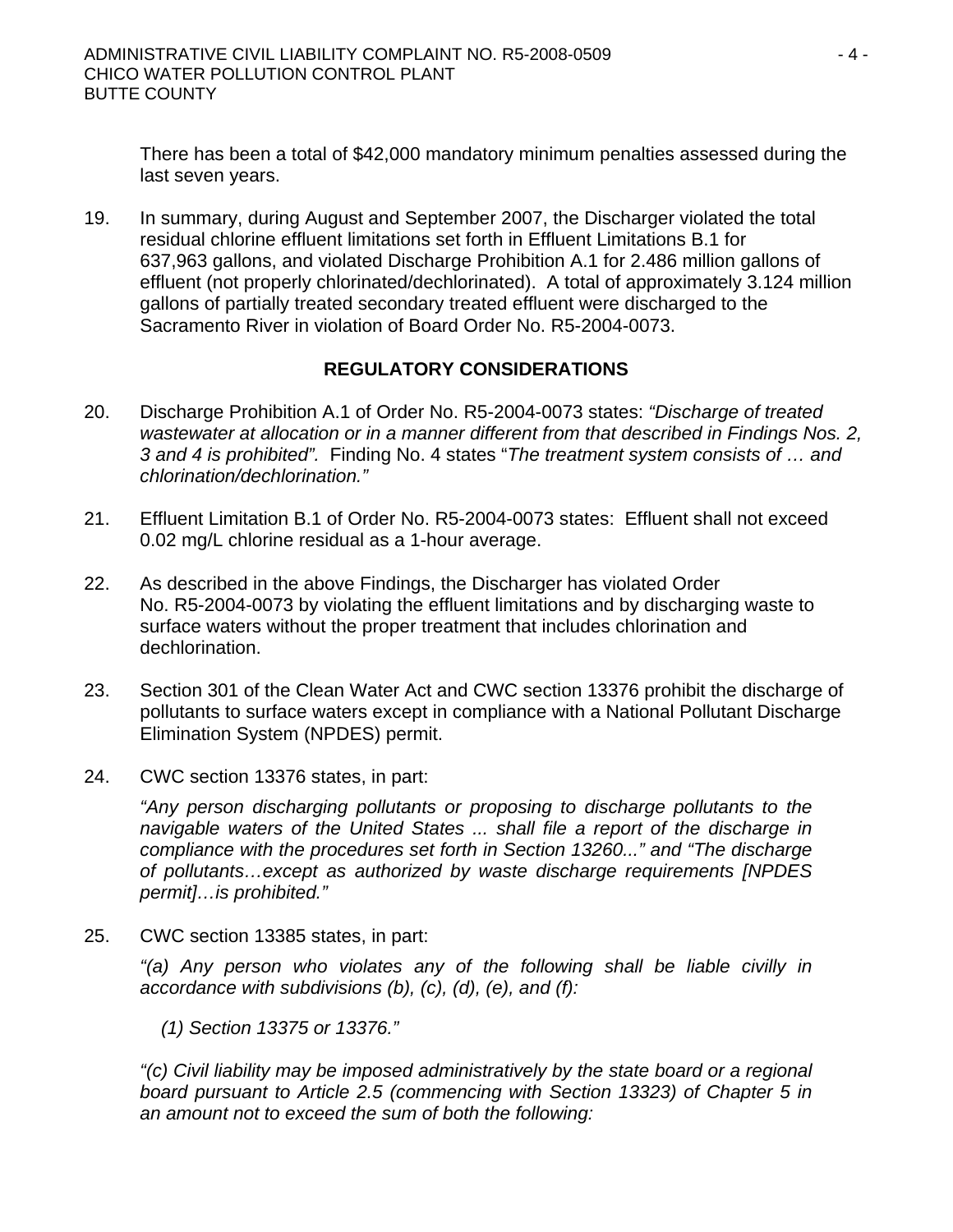There has been a total of $42,000 mandatory minimum penalties assessed during the last seven years.

19. In summary, during August and September 2007, the Discharger violated the total residual chlorine effluent limitations set forth in Effluent Limitations B.1 for 637,963 gallons, and violated Discharge Prohibition A.1 for 2.486 million gallons of effluent (not properly chlorinated/dechlorinated). A total of approximately 3.124 million gallons of partially treated secondary treated effluent were discharged to the Sacramento River in violation of Board Order No. R5-2004-0073.

## REGULATORY CONSIDERATIONS

20. Discharge Prohibition A.1 of Order No. R5-2004-0073 states: *"Discharge of treated wastewater at allocation or in a manner different from that described in Findings Nos. 2, 3 and 4 is prohibited".* Finding No. 4 states "*The treatment system consists of … and chlorination/dechlorination."*

21. Effluent Limitation B.1 of Order No. R5-2004-0073 states: Effluent shall not exceed 0.02 mg/L chlorine residual as a 1-hour average.

22. As described in the above Findings, the Discharger has violated Order No. R5-2004-0073 by violating the effluent limitations and by discharging waste to surface waters without the proper treatment that includes chlorination and dechlorination.

23. Section 301 of the Clean Water Act and CWC section 13376 prohibit the discharge of pollutants to surface waters except in compliance with a National Pollutant Discharge Elimination System (NPDES) permit.

24. CWC section 13376 states, in part:

    *"Any person discharging pollutants or proposing to discharge pollutants to the navigable waters of the United States ... shall file a report of the discharge in compliance with the procedures set forth in Section 13260..." and "The discharge of pollutants…except as authorized by waste discharge requirements [NPDES permit]…is prohibited."*

25. CWC section 13385 states, in part:

    *"(a) Any person who violates any of the following shall be liable civilly in accordance with subdivisions (b), (c), (d), (e), and (f):*

    *(1) Section 13375 or 13376."*

    *"(c) Civil liability may be imposed administratively by the state board or a regional board pursuant to Article 2.5 (commencing with Section 13323) of Chapter 5 in an amount not to exceed the sum of both the following:*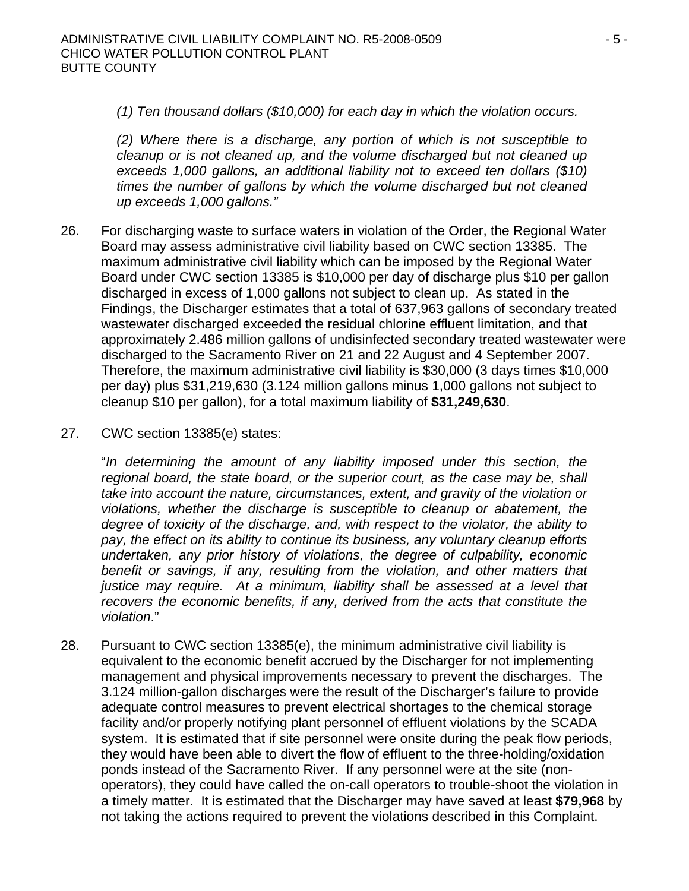*(1) Ten thousand dollars ($10,000) for each day in which the violation occurs.*

*(2) Where there is a discharge, any portion of which is not susceptible to cleanup or is not cleaned up, and the volume discharged but not cleaned up exceeds 1,000 gallons, an additional liability not to exceed ten dollars ($10) times the number of gallons by which the volume discharged but not cleaned up exceeds 1,000 gallons."*

26. For discharging waste to surface waters in violation of the Order, the Regional Water Board may assess administrative civil liability based on CWC section 13385. The maximum administrative civil liability which can be imposed by the Regional Water Board under CWC section 13385 is $10,000 per day of discharge plus $10 per gallon discharged in excess of 1,000 gallons not subject to clean up. As stated in the Findings, the Discharger estimates that a total of 637,963 gallons of secondary treated wastewater discharged exceeded the residual chlorine effluent limitation, and that approximately 2.486 million gallons of undisinfected secondary treated wastewater were discharged to the Sacramento River on 21 and 22 August and 4 September 2007. Therefore, the maximum administrative civil liability is $30,000 (3 days times $10,000 per day) plus $31,219,630 (3.124 million gallons minus 1,000 gallons not subject to cleanup $10 per gallon), for a total maximum liability of **$31,249,630**.

27. CWC section 13385(e) states:

   "*In determining the amount of any liability imposed under this section, the regional board, the state board, or the superior court, as the case may be, shall take into account the nature, circumstances, extent, and gravity of the violation or violations, whether the discharge is susceptible to cleanup or abatement, the degree of toxicity of the discharge, and, with respect to the violator, the ability to pay, the effect on its ability to continue its business, any voluntary cleanup efforts undertaken, any prior history of violations, the degree of culpability, economic benefit or savings, if any, resulting from the violation, and other matters that justice may require. At a minimum, liability shall be assessed at a level that recovers the economic benefits, if any, derived from the acts that constitute the violation*."

28. Pursuant to CWC section 13385(e), the minimum administrative civil liability is equivalent to the economic benefit accrued by the Discharger for not implementing management and physical improvements necessary to prevent the discharges. The 3.124 million-gallon discharges were the result of the Discharger's failure to provide adequate control measures to prevent electrical shortages to the chemical storage facility and/or properly notifying plant personnel of effluent violations by the SCADA system. It is estimated that if site personnel were onsite during the peak flow periods, they would have been able to divert the flow of effluent to the three-holding/oxidation ponds instead of the Sacramento River. If any personnel were at the site (non-operators), they could have called the on-call operators to trouble-shoot the violation in a timely matter. It is estimated that the Discharger may have saved at least **$79,968** by not taking the actions required to prevent the violations described in this Complaint.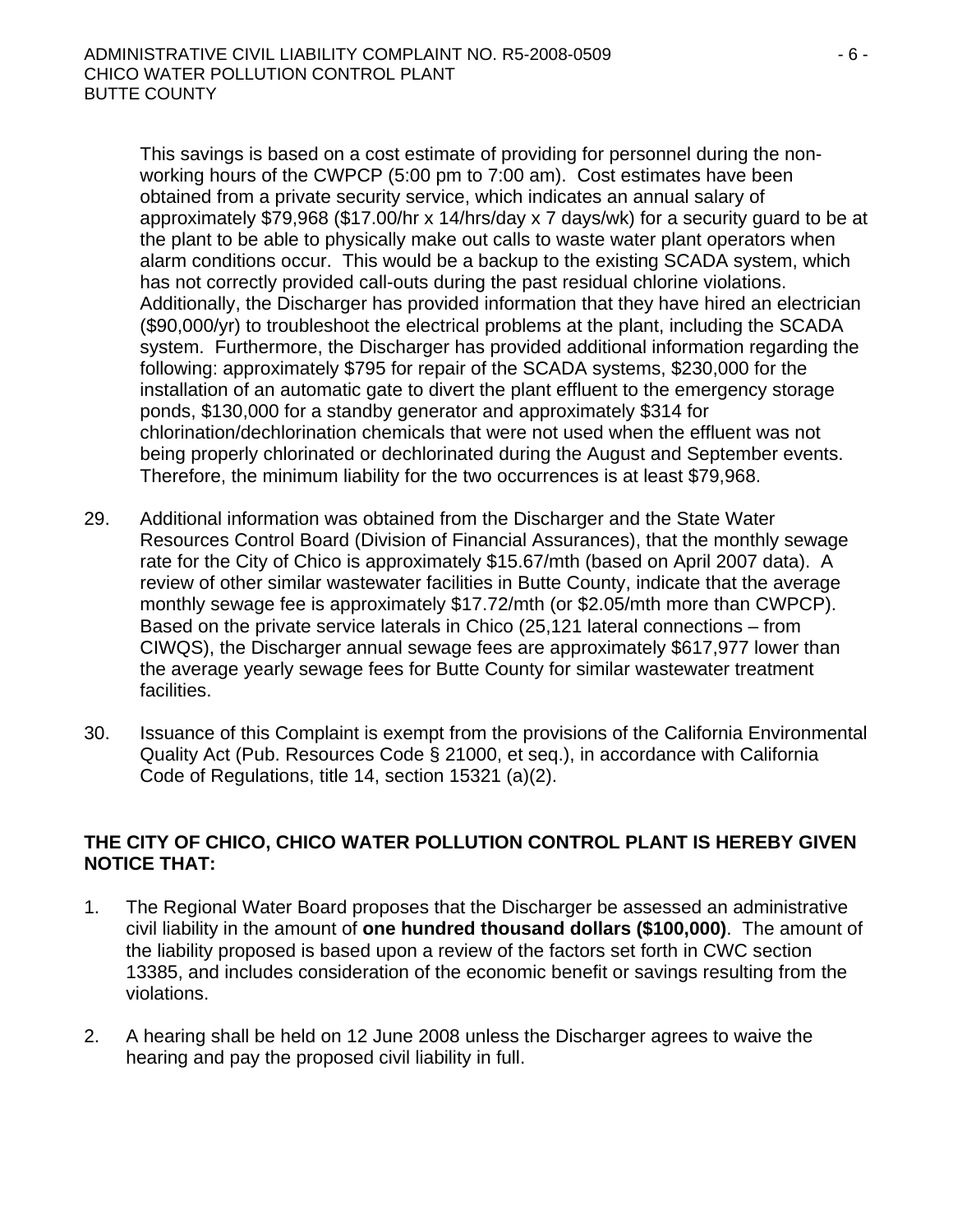This savings is based on a cost estimate of providing for personnel during the non-working hours of the CWPCP (5:00 pm to 7:00 am). Cost estimates have been obtained from a private security service, which indicates an annual salary of approximately $79,968 ($17.00/hr x 14/hrs/day x 7 days/wk) for a security guard to be at the plant to be able to physically make out calls to waste water plant operators when alarm conditions occur. This would be a backup to the existing SCADA system, which has not correctly provided call-outs during the past residual chlorine violations. Additionally, the Discharger has provided information that they have hired an electrician ($90,000/yr) to troubleshoot the electrical problems at the plant, including the SCADA system. Furthermore, the Discharger has provided additional information regarding the following: approximately $795 for repair of the SCADA systems, $230,000 for the installation of an automatic gate to divert the plant effluent to the emergency storage ponds, $130,000 for a standby generator and approximately $314 for chlorination/dechlorination chemicals that were not used when the effluent was not being properly chlorinated or dechlorinated during the August and September events. Therefore, the minimum liability for the two occurrences is at least $79,968.

29. Additional information was obtained from the Discharger and the State Water Resources Control Board (Division of Financial Assurances), that the monthly sewage rate for the City of Chico is approximately $15.67/mth (based on April 2007 data). A review of other similar wastewater facilities in Butte County, indicate that the average monthly sewage fee is approximately $17.72/mth (or $2.05/mth more than CWPCP). Based on the private service laterals in Chico (25,121 lateral connections – from CIWQS), the Discharger annual sewage fees are approximately $617,977 lower than the average yearly sewage fees for Butte County for similar wastewater treatment facilities.

30. Issuance of this Complaint is exempt from the provisions of the California Environmental Quality Act (Pub. Resources Code § 21000, et seq.), in accordance with California Code of Regulations, title 14, section 15321 (a)(2).

**THE CITY OF CHICO, CHICO WATER POLLUTION CONTROL PLANT IS HEREBY GIVEN NOTICE THAT:**

1. The Regional Water Board proposes that the Discharger be assessed an administrative civil liability in the amount of **one hundred thousand dollars ($100,000)**. The amount of the liability proposed is based upon a review of the factors set forth in CWC section 13385, and includes consideration of the economic benefit or savings resulting from the violations.

2. A hearing shall be held on 12 June 2008 unless the Discharger agrees to waive the hearing and pay the proposed civil liability in full.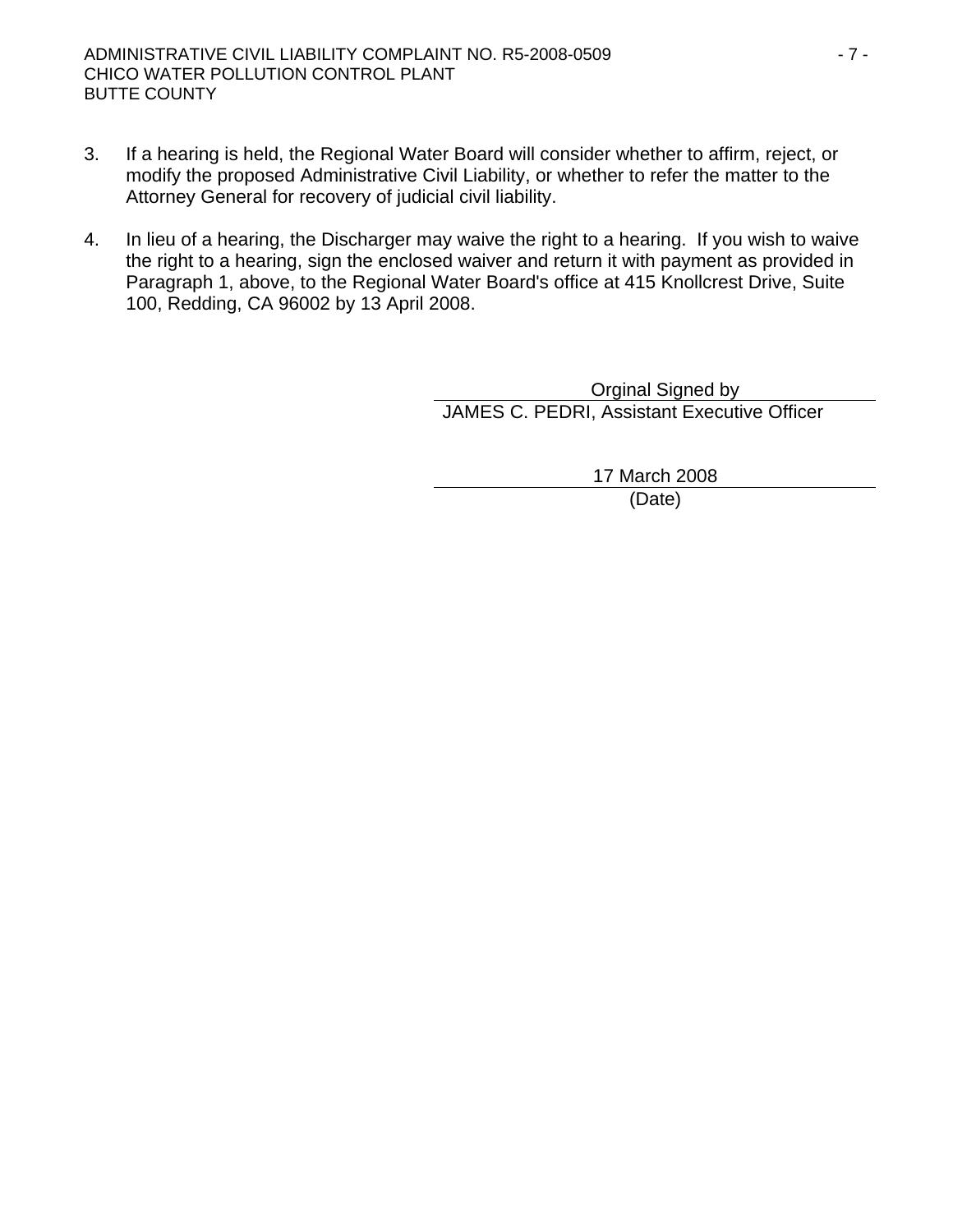3. If a hearing is held, the Regional Water Board will consider whether to affirm, reject, or modify the proposed Administrative Civil Liability, or whether to refer the matter to the Attorney General for recovery of judicial civil liability.

4. In lieu of a hearing, the Discharger may waive the right to a hearing. If you wish to waive the right to a hearing, sign the enclosed waiver and return it with payment as provided in Paragraph 1, above, to the Regional Water Board's office at 415 Knollcrest Drive, Suite 100, Redding, CA 96002 by 13 April 2008.

Orginal Signed by
JAMES C. PEDRI, Assistant Executive Officer

17 March 2008
(Date)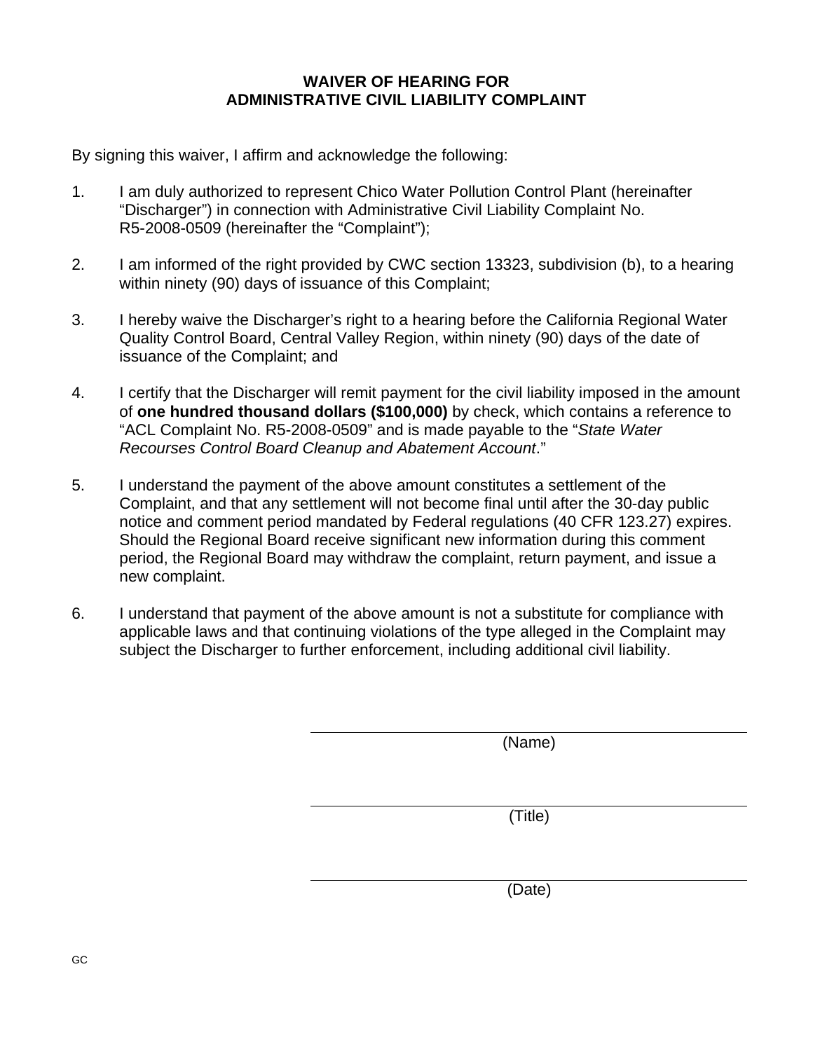# WAIVER OF HEARING FOR ADMINISTRATIVE CIVIL LIABILITY COMPLAINT

By signing this waiver, I affirm and acknowledge the following:

1. I am duly authorized to represent Chico Water Pollution Control Plant (hereinafter "Discharger") in connection with Administrative Civil Liability Complaint No. R5-2008-0509 (hereinafter the "Complaint");

2. I am informed of the right provided by CWC section 13323, subdivision (b), to a hearing within ninety (90) days of issuance of this Complaint;

3. I hereby waive the Discharger's right to a hearing before the California Regional Water Quality Control Board, Central Valley Region, within ninety (90) days of the date of issuance of the Complaint; and

4. I certify that the Discharger will remit payment for the civil liability imposed in the amount of **one hundred thousand dollars ($100,000)** by check, which contains a reference to "ACL Complaint No. R5-2008-0509" and is made payable to the "*State Water Recourses Control Board Cleanup and Abatement Account*."

5. I understand the payment of the above amount constitutes a settlement of the Complaint, and that any settlement will not become final until after the 30-day public notice and comment period mandated by Federal regulations (40 CFR 123.27) expires. Should the Regional Board receive significant new information during this comment period, the Regional Board may withdraw the complaint, return payment, and issue a new complaint.

6. I understand that payment of the above amount is not a substitute for compliance with applicable laws and that continuing violations of the type alleged in the Complaint may subject the Discharger to further enforcement, including additional civil liability.

\_\_\_\_\_\_\_\_\_\_\_\_\_\_\_\_\_\_\_\_\_\_\_\_\_\_\_\_\_\_
(Name)

\_\_\_\_\_\_\_\_\_\_\_\_\_\_\_\_\_\_\_\_\_\_\_\_\_\_\_\_\_\_
(Title)

\_\_\_\_\_\_\_\_\_\_\_\_\_\_\_\_\_\_\_\_\_\_\_\_\_\_\_\_\_\_
(Date)

GC